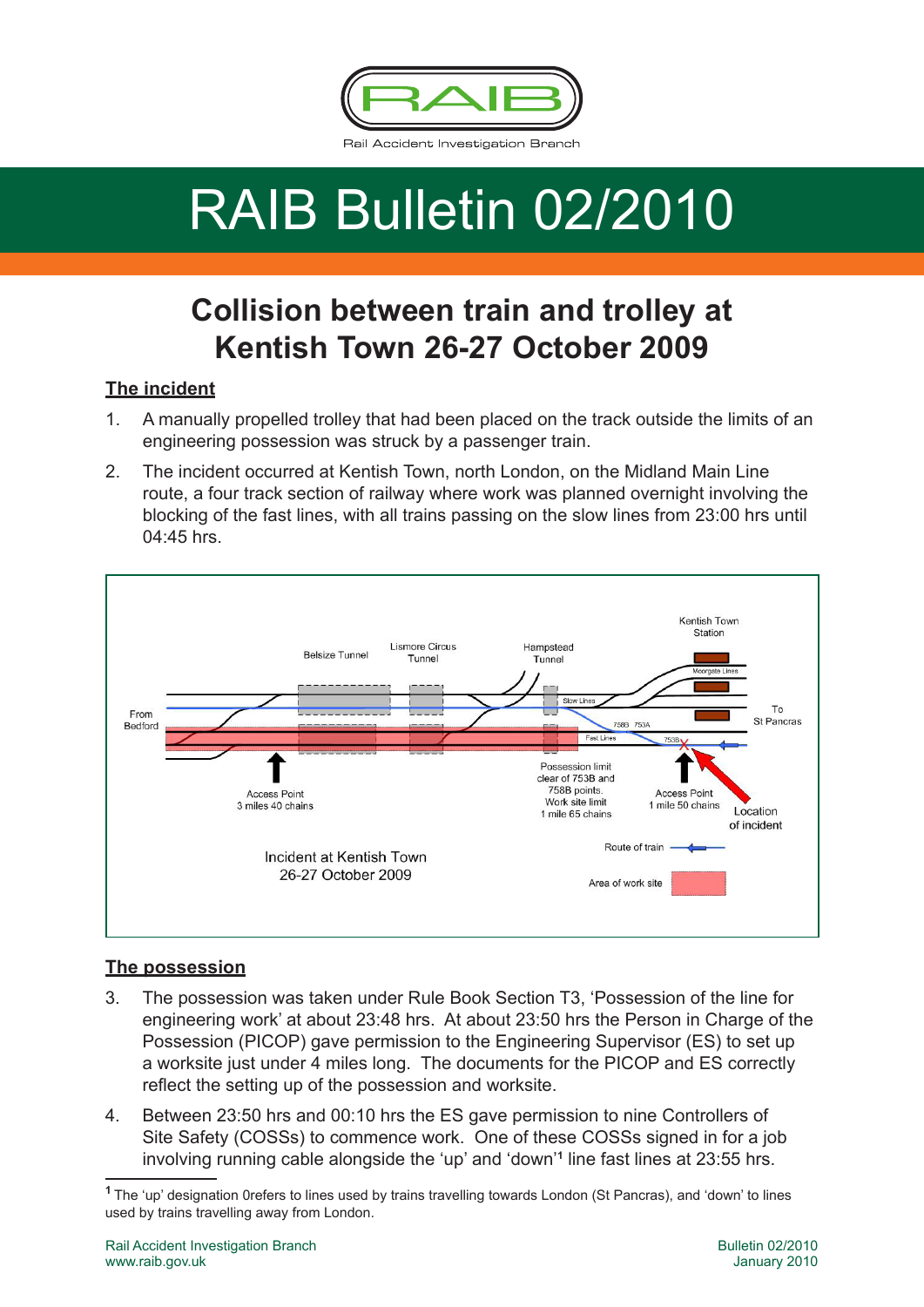Rail Accident Investigation Branch

# RAIB Bulletin 02/2010

## Collision between train and trolley at Kentish Town 26-27 October 2009

### The incident

1. A manually propelled trolley that had been placed on the track outside the limits of an engineering possession was struck by a passenger train.
2. The incident occurred at Kentish Town, north London, on the Midland Main Line route, a four track section of railway where work was planned overnight involving the blocking of the fast lines, with all trains passing on the slow lines from 23:00 hrs until 04:45 hrs.

Incident at Kentish Town 26-27 October 2009

### The possession

3. The possession was taken under Rule Book Section T3, 'Possession of the line for engineering work' at about 23:48 hrs. At about 23:50 hrs the Person in Charge of the Possession (PICOP) gave permission to the Engineering Supervisor (ES) to set up a worksite just under 4 miles long. The documents for the PICOP and ES correctly reflect the setting up of the possession and worksite.
4. Between 23:50 hrs and 00:10 hrs the ES gave permission to nine Controllers of Site Safety (COSSs) to commence work. One of these COSSs signed in for a job involving running cable alongside the 'up' and 'down'[1] line fast lines at 23:55 hrs.

[1] The 'up' designation 0refers to lines used by trains travelling towards London (St Pancras), and 'down' to lines used by trains travelling away from London.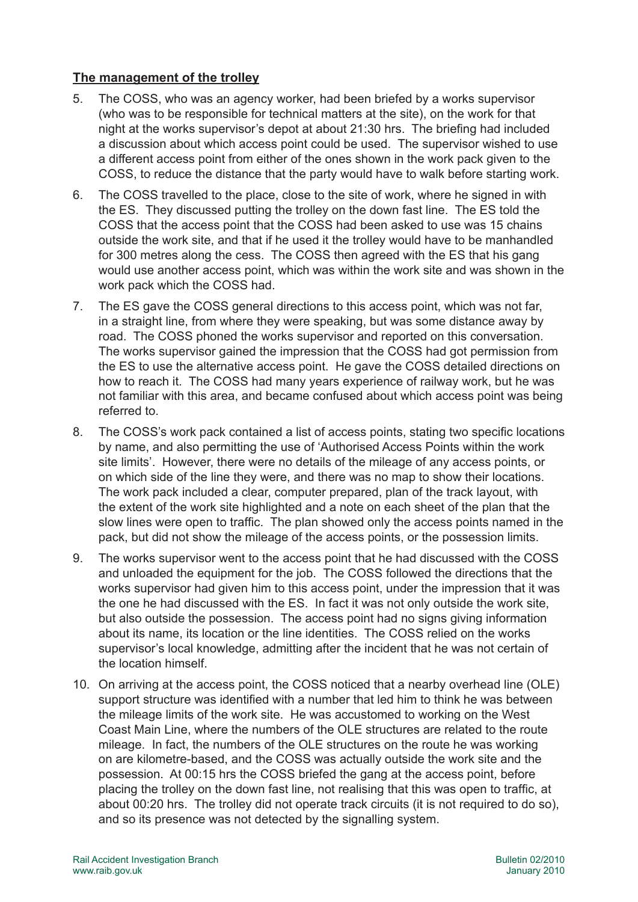## The management of the trolley

5. The COSS, who was an agency worker, had been briefed by a works supervisor (who was to be responsible for technical matters at the site), on the work for that night at the works supervisor's depot at about 21:30 hrs. The briefing had included a discussion about which access point could be used. The supervisor wished to use a different access point from either of the ones shown in the work pack given to the COSS, to reduce the distance that the party would have to walk before starting work.

6. The COSS travelled to the place, close to the site of work, where he signed in with the ES. They discussed putting the trolley on the down fast line. The ES told the COSS that the access point that the COSS had been asked to use was 15 chains outside the work site, and that if he used it the trolley would have to be manhandled for 300 metres along the cess. The COSS then agreed with the ES that his gang would use another access point, which was within the work site and was shown in the work pack which the COSS had.

7. The ES gave the COSS general directions to this access point, which was not far, in a straight line, from where they were speaking, but was some distance away by road. The COSS phoned the works supervisor and reported on this conversation. The works supervisor gained the impression that the COSS had got permission from the ES to use the alternative access point. He gave the COSS detailed directions on how to reach it. The COSS had many years experience of railway work, but he was not familiar with this area, and became confused about which access point was being referred to.

8. The COSS's work pack contained a list of access points, stating two specific locations by name, and also permitting the use of 'Authorised Access Points within the work site limits'. However, there were no details of the mileage of any access points, or on which side of the line they were, and there was no map to show their locations. The work pack included a clear, computer prepared, plan of the track layout, with the extent of the work site highlighted and a note on each sheet of the plan that the slow lines were open to traffic. The plan showed only the access points named in the pack, but did not show the mileage of the access points, or the possession limits.

9. The works supervisor went to the access point that he had discussed with the COSS and unloaded the equipment for the job. The COSS followed the directions that the works supervisor had given him to this access point, under the impression that it was the one he had discussed with the ES. In fact it was not only outside the work site, but also outside the possession. The access point had no signs giving information about its name, its location or the line identities. The COSS relied on the works supervisor's local knowledge, admitting after the incident that he was not certain of the location himself.

10. On arriving at the access point, the COSS noticed that a nearby overhead line (OLE) support structure was identified with a number that led him to think he was between the mileage limits of the work site. He was accustomed to working on the West Coast Main Line, where the numbers of the OLE structures are related to the route mileage. In fact, the numbers of the OLE structures on the route he was working on are kilometre-based, and the COSS was actually outside the work site and the possession. At 00:15 hrs the COSS briefed the gang at the access point, before placing the trolley on the down fast line, not realising that this was open to traffic, at about 00:20 hrs. The trolley did not operate track circuits (it is not required to do so), and so its presence was not detected by the signalling system.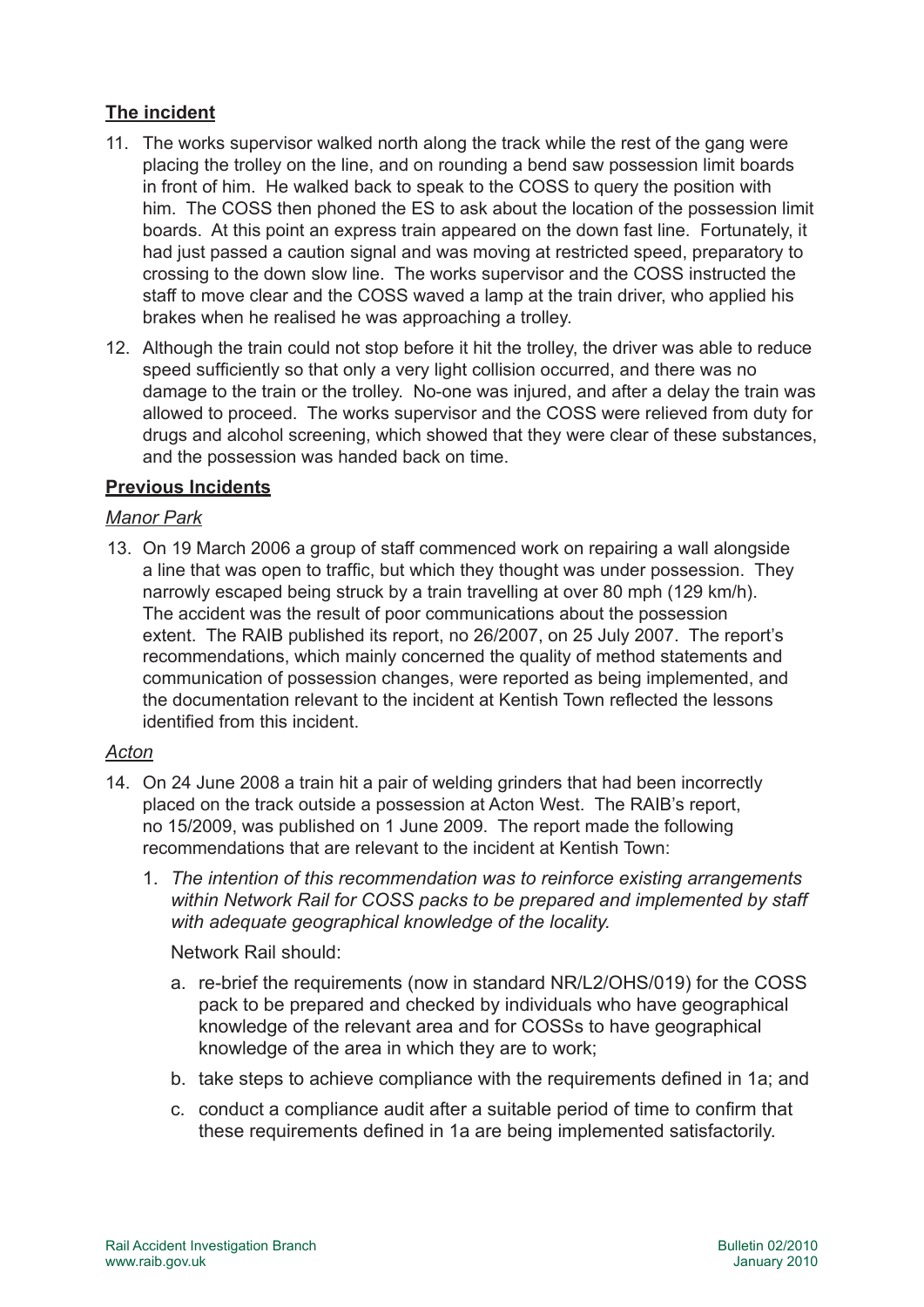## The incident

11. The works supervisor walked north along the track while the rest of the gang were placing the trolley on the line, and on rounding a bend saw possession limit boards in front of him. He walked back to speak to the COSS to query the position with him. The COSS then phoned the ES to ask about the location of the possession limit boards. At this point an express train appeared on the down fast line. Fortunately, it had just passed a caution signal and was moving at restricted speed, preparatory to crossing to the down slow line. The works supervisor and the COSS instructed the staff to move clear and the COSS waved a lamp at the train driver, who applied his brakes when he realised he was approaching a trolley.

12. Although the train could not stop before it hit the trolley, the driver was able to reduce speed sufficiently so that only a very light collision occurred, and there was no damage to the train or the trolley. No-one was injured, and after a delay the train was allowed to proceed. The works supervisor and the COSS were relieved from duty for drugs and alcohol screening, which showed that they were clear of these substances, and the possession was handed back on time.

## Previous Incidents

### *Manor Park*

13. On 19 March 2006 a group of staff commenced work on repairing a wall alongside a line that was open to traffic, but which they thought was under possession. They narrowly escaped being struck by a train travelling at over 80 mph (129 km/h). The accident was the result of poor communications about the possession extent. The RAIB published its report, no 26/2007, on 25 July 2007. The report's recommendations, which mainly concerned the quality of method statements and communication of possession changes, were reported as being implemented, and the documentation relevant to the incident at Kentish Town reflected the lessons identified from this incident.

### *Acton*

14. On 24 June 2008 a train hit a pair of welding grinders that had been incorrectly placed on the track outside a possession at Acton West. The RAIB's report, no 15/2009, was published on 1 June 2009. The report made the following recommendations that are relevant to the incident at Kentish Town:

    1. *The intention of this recommendation was to reinforce existing arrangements within Network Rail for COSS packs to be prepared and implemented by staff with adequate geographical knowledge of the locality.*

       Network Rail should:

       a. re-brief the requirements (now in standard NR/L2/OHS/019) for the COSS pack to be prepared and checked by individuals who have geographical knowledge of the relevant area and for COSSs to have geographical knowledge of the area in which they are to work;

       b. take steps to achieve compliance with the requirements defined in 1a; and

       c. conduct a compliance audit after a suitable period of time to confirm that these requirements defined in 1a are being implemented satisfactorily.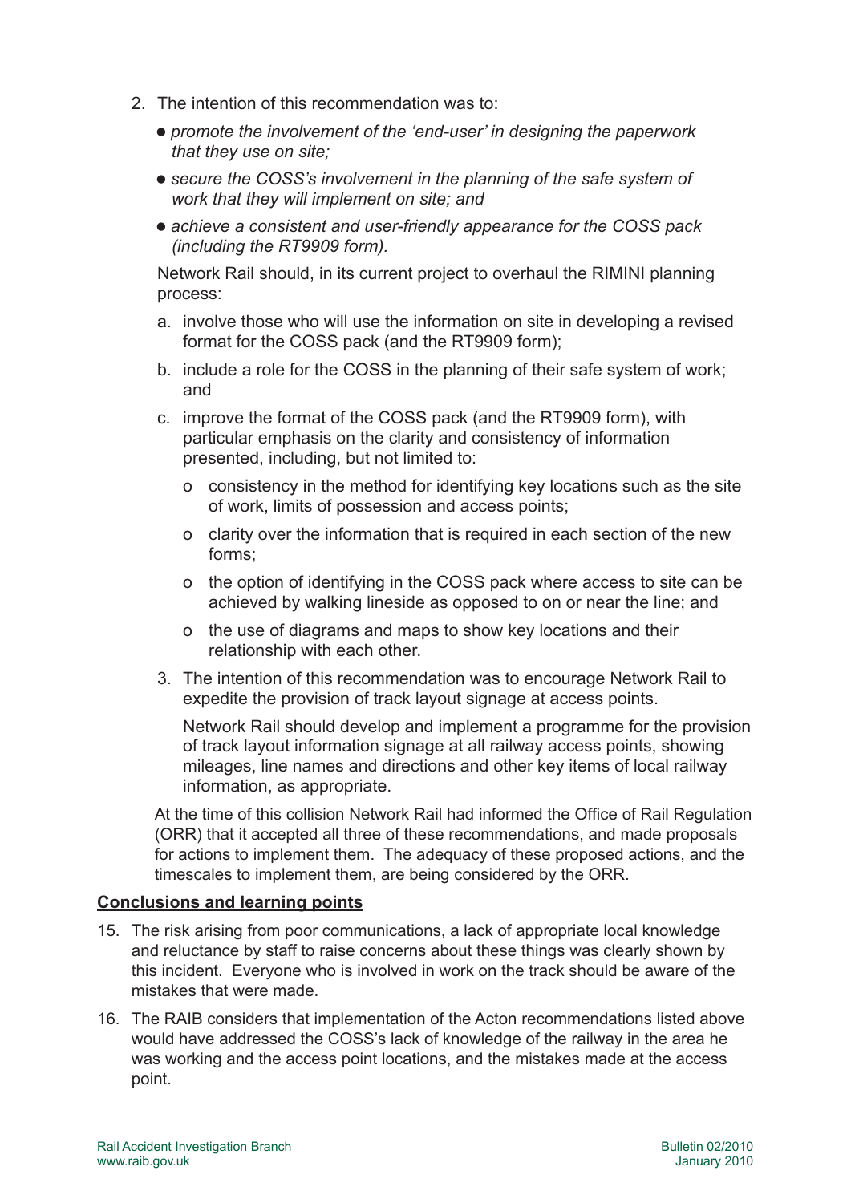2. The intention of this recommendation was to:

   - *promote the involvement of the 'end-user' in designing the paperwork that they use on site;*
   - *secure the COSS's involvement in the planning of the safe system of work that they will implement on site; and*
   - *achieve a consistent and user-friendly appearance for the COSS pack (including the RT9909 form).*

   Network Rail should, in its current project to overhaul the RIMINI planning process:

   a. involve those who will use the information on site in developing a revised format for the COSS pack (and the RT9909 form);

   b. include a role for the COSS in the planning of their safe system of work; and

   c. improve the format of the COSS pack (and the RT9909 form), with particular emphasis on the clarity and consistency of information presented, including, but not limited to:

      - consistency in the method for identifying key locations such as the site of work, limits of possession and access points;
      - clarity over the information that is required in each section of the new forms;
      - the option of identifying in the COSS pack where access to site can be achieved by walking lineside as opposed to on or near the line; and
      - the use of diagrams and maps to show key locations and their relationship with each other.

3. The intention of this recommendation was to encourage Network Rail to expedite the provision of track layout signage at access points.

   Network Rail should develop and implement a programme for the provision of track layout information signage at all railway access points, showing mileages, line names and directions and other key items of local railway information, as appropriate.

At the time of this collision Network Rail had informed the Office of Rail Regulation (ORR) that it accepted all three of these recommendations, and made proposals for actions to implement them. The adequacy of these proposed actions, and the timescales to implement them, are being considered by the ORR.

## Conclusions and learning points

15. The risk arising from poor communications, a lack of appropriate local knowledge and reluctance by staff to raise concerns about these things was clearly shown by this incident. Everyone who is involved in work on the track should be aware of the mistakes that were made.

16. The RAIB considers that implementation of the Acton recommendations listed above would have addressed the COSS's lack of knowledge of the railway in the area he was working and the access point locations, and the mistakes made at the access point.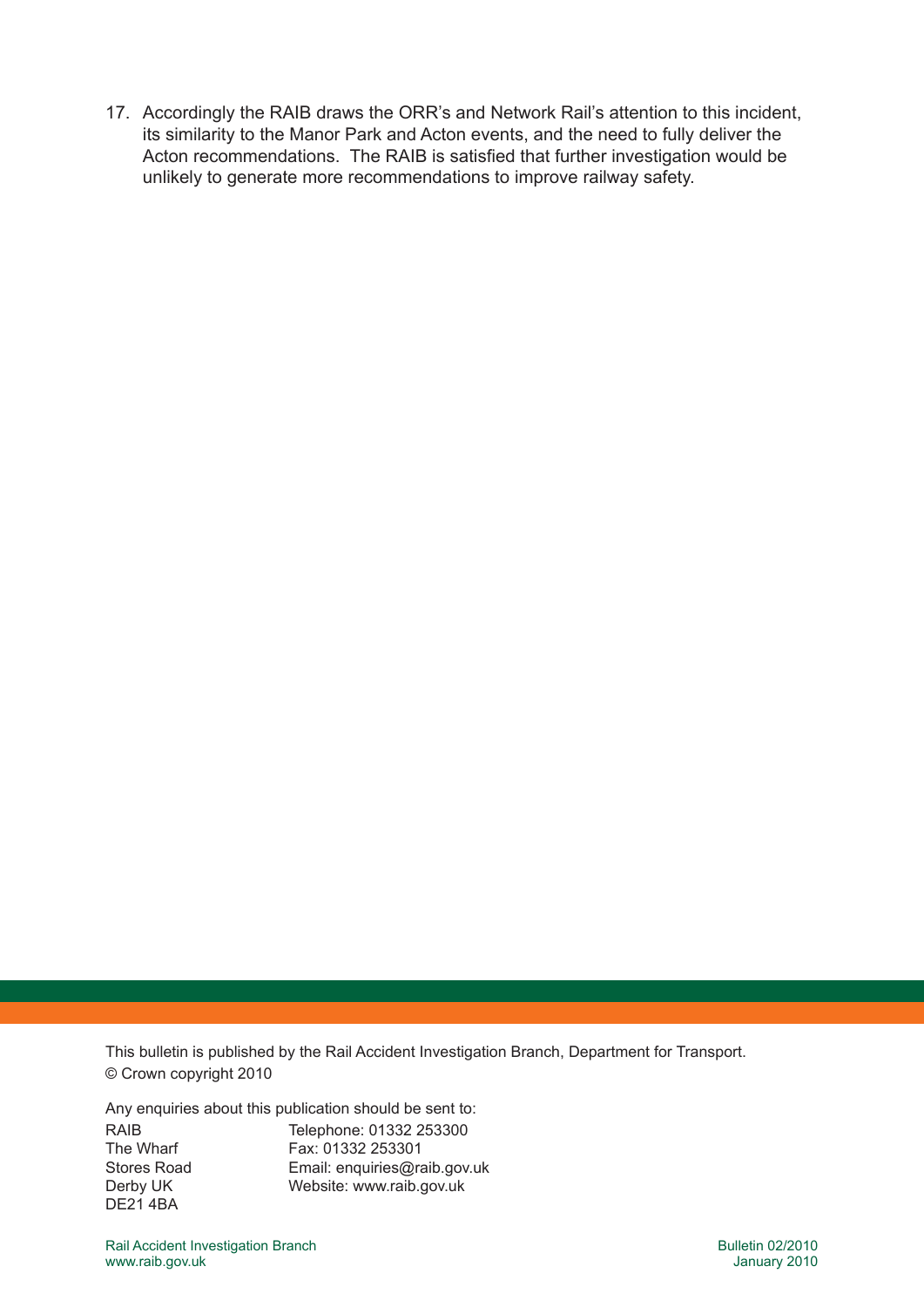17. Accordingly the RAIB draws the ORR's and Network Rail's attention to this incident, its similarity to the Manor Park and Acton events, and the need to fully deliver the Acton recommendations. The RAIB is satisfied that further investigation would be unlikely to generate more recommendations to improve railway safety.

This bulletin is published by the Rail Accident Investigation Branch, Department for Transport.
© Crown copyright 2010

Any enquiries about this publication should be sent to:

| | |
|---|---|
| RAIB | Telephone: 01332 253300 |
| The Wharf | Fax: 01332 253301 |
| Stores Road | Email: enquiries@raib.gov.uk |
| Derby UK | Website: www.raib.gov.uk |
| DE21 4BA | |